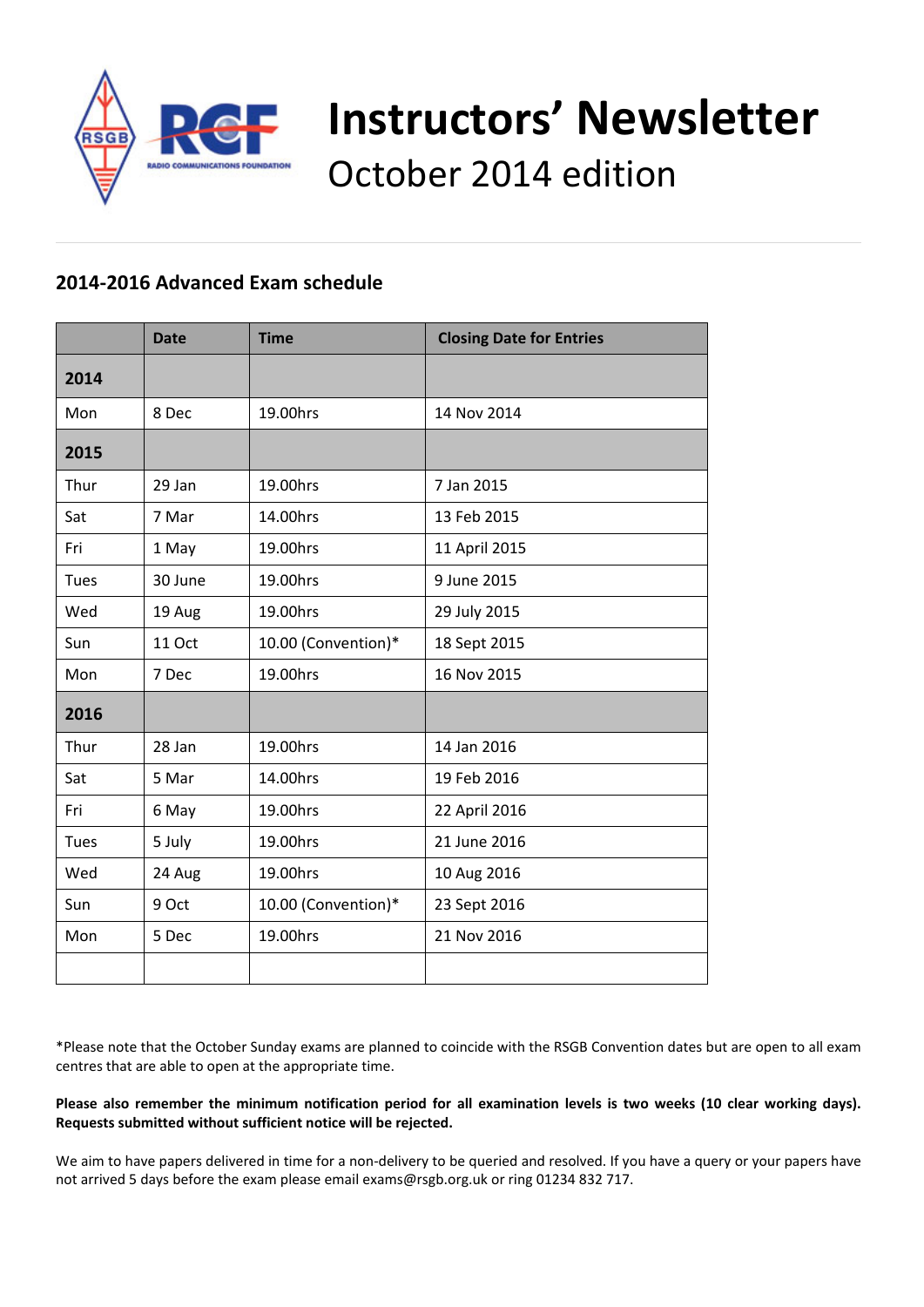# Instructors' Newsletter

October 2014 edition

## 2014-2016 Advanced Exam schedule

| | Date | Time | Closing Date for Entries |
|---|---|---|---|
| **2014** | | | |
| Mon | 8 Dec | 19.00hrs | 14 Nov 2014 |
| **2015** | | | |
| Thur | 29 Jan | 19.00hrs | 7 Jan 2015 |
| Sat | 7 Mar | 14.00hrs | 13 Feb 2015 |
| Fri | 1 May | 19.00hrs | 11 April 2015 |
| Tues | 30 June | 19.00hrs | 9 June 2015 |
| Wed | 19 Aug | 19.00hrs | 29 July 2015 |
| Sun | 11 Oct | 10.00 (Convention)* | 18 Sept 2015 |
| Mon | 7 Dec | 19.00hrs | 16 Nov 2015 |
| **2016** | | | |
| Thur | 28 Jan | 19.00hrs | 14 Jan 2016 |
| Sat | 5 Mar | 14.00hrs | 19 Feb 2016 |
| Fri | 6 May | 19.00hrs | 22 April 2016 |
| Tues | 5 July | 19.00hrs | 21 June 2016 |
| Wed | 24 Aug | 19.00hrs | 10 Aug 2016 |
| Sun | 9 Oct | 10.00 (Convention)* | 23 Sept 2016 |
| Mon | 5 Dec | 19.00hrs | 21 Nov 2016 |
| | | | |

*Please note that the October Sunday exams are planned to coincide with the RSGB Convention dates but are open to all exam centres that are able to open at the appropriate time.

**Please also remember the minimum notification period for all examination levels is two weeks (10 clear working days). Requests submitted without sufficient notice will be rejected.**

We aim to have papers delivered in time for a non-delivery to be queried and resolved. If you have a query or your papers have not arrived 5 days before the exam please email exams@rsgb.org.uk or ring 01234 832 717.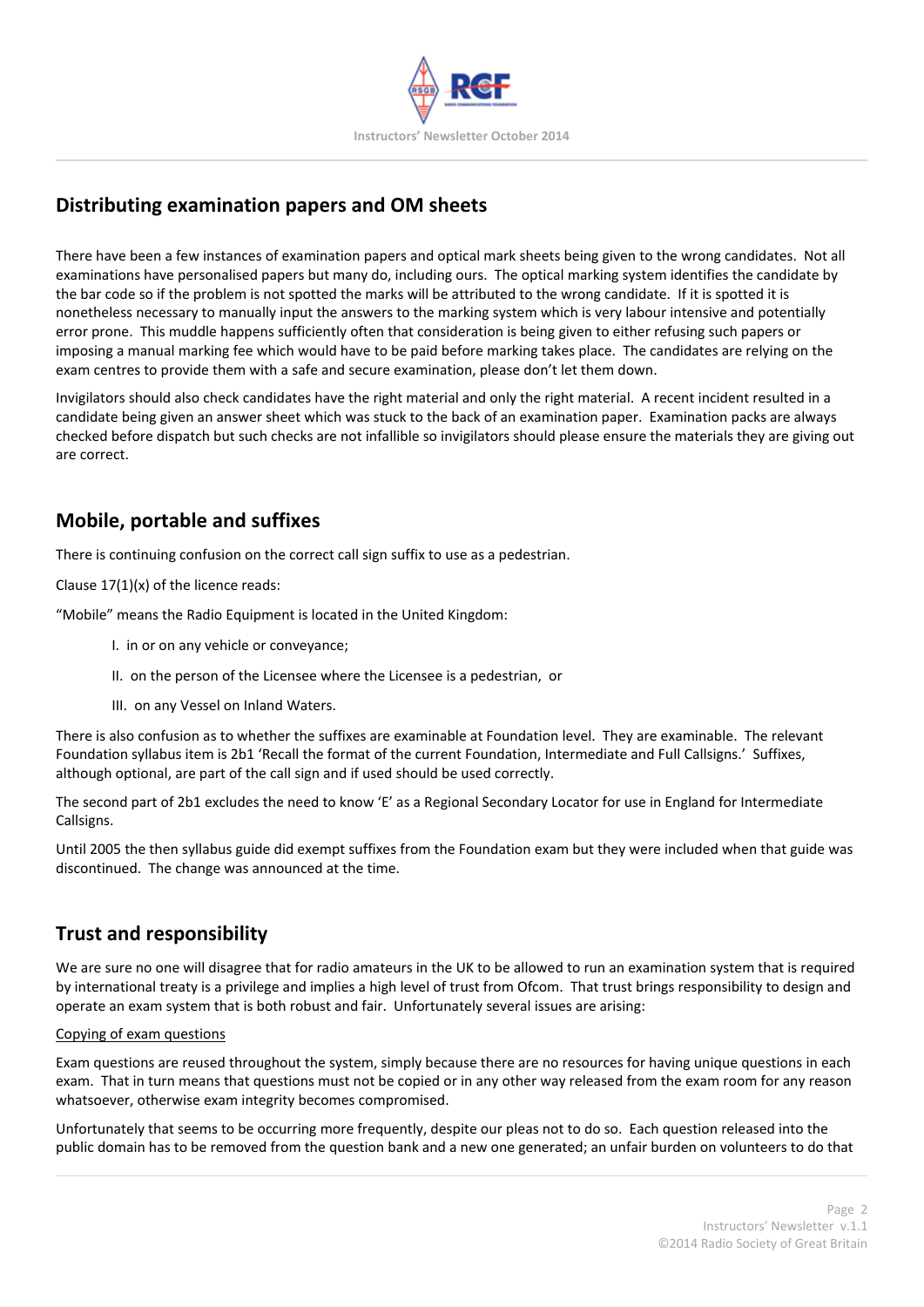## Distributing examination papers and OM sheets

There have been a few instances of examination papers and optical mark sheets being given to the wrong candidates. Not all examinations have personalised papers but many do, including ours. The optical marking system identifies the candidate by the bar code so if the problem is not spotted the marks will be attributed to the wrong candidate. If it is spotted it is nonetheless necessary to manually input the answers to the marking system which is very labour intensive and potentially error prone. This muddle happens sufficiently often that consideration is being given to either refusing such papers or imposing a manual marking fee which would have to be paid before marking takes place. The candidates are relying on the exam centres to provide them with a safe and secure examination, please don't let them down.

Invigilators should also check candidates have the right material and only the right material. A recent incident resulted in a candidate being given an answer sheet which was stuck to the back of an examination paper. Examination packs are always checked before dispatch but such checks are not infallible so invigilators should please ensure the materials they are giving out are correct.

## Mobile, portable and suffixes

There is continuing confusion on the correct call sign suffix to use as a pedestrian.

Clause 17(1)(x) of the licence reads:

"Mobile" means the Radio Equipment is located in the United Kingdom:

I. in or on any vehicle or conveyance;

II. on the person of the Licensee where the Licensee is a pedestrian, or

III. on any Vessel on Inland Waters.

There is also confusion as to whether the suffixes are examinable at Foundation level. They are examinable. The relevant Foundation syllabus item is 2b1 'Recall the format of the current Foundation, Intermediate and Full Callsigns.' Suffixes, although optional, are part of the call sign and if used should be used correctly.

The second part of 2b1 excludes the need to know 'E' as a Regional Secondary Locator for use in England for Intermediate Callsigns.

Until 2005 the then syllabus guide did exempt suffixes from the Foundation exam but they were included when that guide was discontinued. The change was announced at the time.

## Trust and responsibility

We are sure no one will disagree that for radio amateurs in the UK to be allowed to run an examination system that is required by international treaty is a privilege and implies a high level of trust from Ofcom. That trust brings responsibility to design and operate an exam system that is both robust and fair. Unfortunately several issues are arising:

<u>Copying of exam questions</u>

Exam questions are reused throughout the system, simply because there are no resources for having unique questions in each exam. That in turn means that questions must not be copied or in any other way released from the exam room for any reason whatsoever, otherwise exam integrity becomes compromised.

Unfortunately that seems to be occurring more frequently, despite our pleas not to do so. Each question released into the public domain has to be removed from the question bank and a new one generated; an unfair burden on volunteers to do that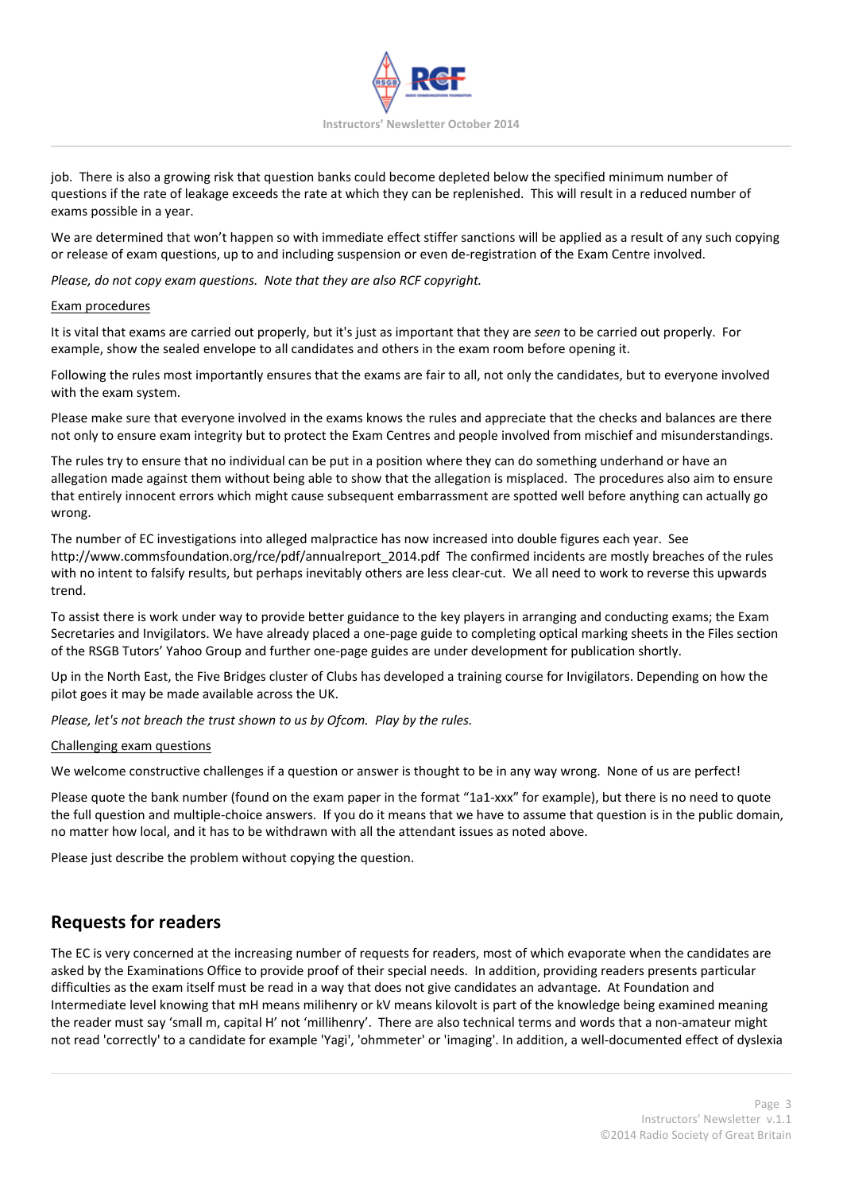job. There is also a growing risk that question banks could become depleted below the specified minimum number of questions if the rate of leakage exceeds the rate at which they can be replenished. This will result in a reduced number of exams possible in a year.

We are determined that won't happen so with immediate effect stiffer sanctions will be applied as a result of any such copying or release of exam questions, up to and including suspension or even de-registration of the Exam Centre involved.

*Please, do not copy exam questions. Note that they are also RCF copyright.*

### Exam procedures

It is vital that exams are carried out properly, but it's just as important that they are *seen* to be carried out properly. For example, show the sealed envelope to all candidates and others in the exam room before opening it.

Following the rules most importantly ensures that the exams are fair to all, not only the candidates, but to everyone involved with the exam system.

Please make sure that everyone involved in the exams knows the rules and appreciate that the checks and balances are there not only to ensure exam integrity but to protect the Exam Centres and people involved from mischief and misunderstandings.

The rules try to ensure that no individual can be put in a position where they can do something underhand or have an allegation made against them without being able to show that the allegation is misplaced. The procedures also aim to ensure that entirely innocent errors which might cause subsequent embarrassment are spotted well before anything can actually go wrong.

The number of EC investigations into alleged malpractice has now increased into double figures each year. See http://www.commsfoundation.org/rce/pdf/annualreport_2014.pdf The confirmed incidents are mostly breaches of the rules with no intent to falsify results, but perhaps inevitably others are less clear-cut. We all need to work to reverse this upwards trend.

To assist there is work under way to provide better guidance to the key players in arranging and conducting exams; the Exam Secretaries and Invigilators. We have already placed a one-page guide to completing optical marking sheets in the Files section of the RSGB Tutors' Yahoo Group and further one-page guides are under development for publication shortly.

Up in the North East, the Five Bridges cluster of Clubs has developed a training course for Invigilators. Depending on how the pilot goes it may be made available across the UK.

*Please, let's not breach the trust shown to us by Ofcom. Play by the rules.*

### Challenging exam questions

We welcome constructive challenges if a question or answer is thought to be in any way wrong. None of us are perfect!

Please quote the bank number (found on the exam paper in the format "1a1-xxx" for example), but there is no need to quote the full question and multiple-choice answers. If you do it means that we have to assume that question is in the public domain, no matter how local, and it has to be withdrawn with all the attendant issues as noted above.

Please just describe the problem without copying the question.

## Requests for readers

The EC is very concerned at the increasing number of requests for readers, most of which evaporate when the candidates are asked by the Examinations Office to provide proof of their special needs. In addition, providing readers presents particular difficulties as the exam itself must be read in a way that does not give candidates an advantage. At Foundation and Intermediate level knowing that mH means milihenry or kV means kilovolt is part of the knowledge being examined meaning the reader must say 'small m, capital H' not 'millihenry'. There are also technical terms and words that a non-amateur might not read 'correctly' to a candidate for example 'Yagi', 'ohmmeter' or 'imaging'. In addition, a well-documented effect of dyslexia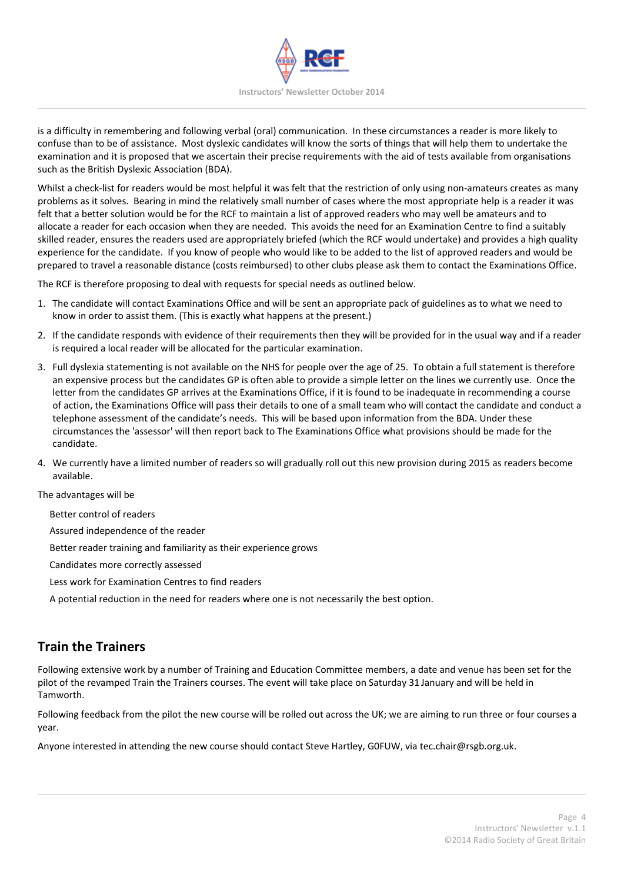is a difficulty in remembering and following verbal (oral) communication. In these circumstances a reader is more likely to confuse than to be of assistance. Most dyslexic candidates will know the sorts of things that will help them to undertake the examination and it is proposed that we ascertain their precise requirements with the aid of tests available from organisations such as the British Dyslexic Association (BDA).

Whilst a check-list for readers would be most helpful it was felt that the restriction of only using non-amateurs creates as many problems as it solves. Bearing in mind the relatively small number of cases where the most appropriate help is a reader it was felt that a better solution would be for the RCF to maintain a list of approved readers who may well be amateurs and to allocate a reader for each occasion when they are needed. This avoids the need for an Examination Centre to find a suitably skilled reader, ensures the readers used are appropriately briefed (which the RCF would undertake) and provides a high quality experience for the candidate. If you know of people who would like to be added to the list of approved readers and would be prepared to travel a reasonable distance (costs reimbursed) to other clubs please ask them to contact the Examinations Office.

The RCF is therefore proposing to deal with requests for special needs as outlined below.

1. The candidate will contact Examinations Office and will be sent an appropriate pack of guidelines as to what we need to know in order to assist them. (This is exactly what happens at the present.)
2. If the candidate responds with evidence of their requirements then they will be provided for in the usual way and if a reader is required a local reader will be allocated for the particular examination.
3. Full dyslexia statementing is not available on the NHS for people over the age of 25. To obtain a full statement is therefore an expensive process but the candidates GP is often able to provide a simple letter on the lines we currently use. Once the letter from the candidates GP arrives at the Examinations Office, if it is found to be inadequate in recommending a course of action, the Examinations Office will pass their details to one of a small team who will contact the candidate and conduct a telephone assessment of the candidate's needs. This will be based upon information from the BDA. Under these circumstances the 'assessor' will then report back to The Examinations Office what provisions should be made for the candidate.
4. We currently have a limited number of readers so will gradually roll out this new provision during 2015 as readers become available.

The advantages will be

Better control of readers

Assured independence of the reader

Better reader training and familiarity as their experience grows

Candidates more correctly assessed

Less work for Examination Centres to find readers

A potential reduction in the need for readers where one is not necessarily the best option.

## Train the Trainers

Following extensive work by a number of Training and Education Committee members, a date and venue has been set for the pilot of the revamped Train the Trainers courses. The event will take place on Saturday 31 January and will be held in Tamworth.

Following feedback from the pilot the new course will be rolled out across the UK; we are aiming to run three or four courses a year.

Anyone interested in attending the new course should contact Steve Hartley, G0FUW, via tec.chair@rsgb.org.uk.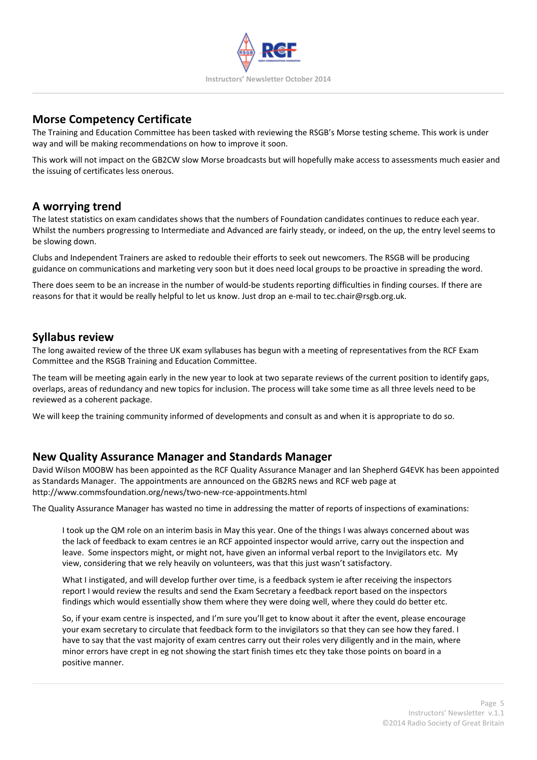## Morse Competency Certificate

The Training and Education Committee has been tasked with reviewing the RSGB's Morse testing scheme. This work is under way and will be making recommendations on how to improve it soon.

This work will not impact on the GB2CW slow Morse broadcasts but will hopefully make access to assessments much easier and the issuing of certificates less onerous.

## A worrying trend

The latest statistics on exam candidates shows that the numbers of Foundation candidates continues to reduce each year. Whilst the numbers progressing to Intermediate and Advanced are fairly steady, or indeed, on the up, the entry level seems to be slowing down.

Clubs and Independent Trainers are asked to redouble their efforts to seek out newcomers. The RSGB will be producing guidance on communications and marketing very soon but it does need local groups to be proactive in spreading the word.

There does seem to be an increase in the number of would-be students reporting difficulties in finding courses. If there are reasons for that it would be really helpful to let us know. Just drop an e-mail to tec.chair@rsgb.org.uk.

## Syllabus review

The long awaited review of the three UK exam syllabuses has begun with a meeting of representatives from the RCF Exam Committee and the RSGB Training and Education Committee.

The team will be meeting again early in the new year to look at two separate reviews of the current position to identify gaps, overlaps, areas of redundancy and new topics for inclusion. The process will take some time as all three levels need to be reviewed as a coherent package.

We will keep the training community informed of developments and consult as and when it is appropriate to do so.

## New Quality Assurance Manager and Standards Manager

David Wilson M0OBW has been appointed as the RCF Quality Assurance Manager and Ian Shepherd G4EVK has been appointed as Standards Manager. The appointments are announced on the GB2RS news and RCF web page at http://www.commsfoundation.org/news/two-new-rce-appointments.html

The Quality Assurance Manager has wasted no time in addressing the matter of reports of inspections of examinations:

> I took up the QM role on an interim basis in May this year. One of the things I was always concerned about was the lack of feedback to exam centres ie an RCF appointed inspector would arrive, carry out the inspection and leave. Some inspectors might, or might not, have given an informal verbal report to the Invigilators etc. My view, considering that we rely heavily on volunteers, was that this just wasn't satisfactory.
>
> What I instigated, and will develop further over time, is a feedback system ie after receiving the inspectors report I would review the results and send the Exam Secretary a feedback report based on the inspectors findings which would essentially show them where they were doing well, where they could do better etc.
>
> So, if your exam centre is inspected, and I'm sure you'll get to know about it after the event, please encourage your exam secretary to circulate that feedback form to the invigilators so that they can see how they fared. I have to say that the vast majority of exam centres carry out their roles very diligently and in the main, where minor errors have crept in eg not showing the start finish times etc they take those points on board in a positive manner.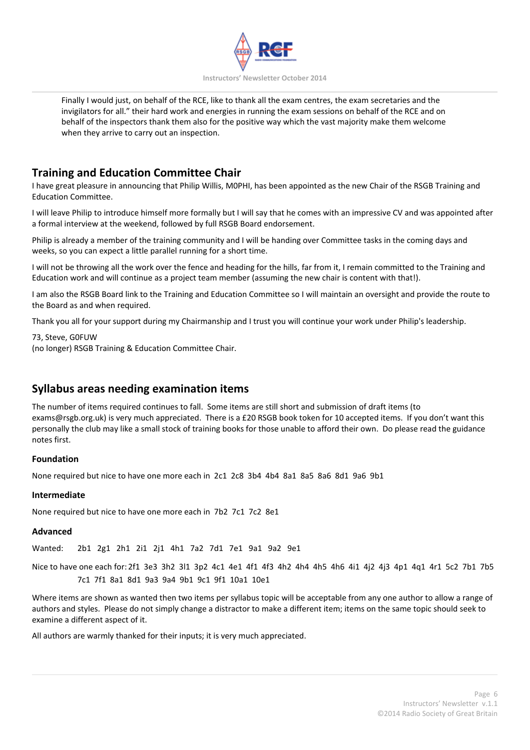Finally I would just, on behalf of the RCE, like to thank all the exam centres, the exam secretaries and the invigilators for all." their hard work and energies in running the exam sessions on behalf of the RCE and on behalf of the inspectors thank them also for the positive way which the vast majority make them welcome when they arrive to carry out an inspection.

## Training and Education Committee Chair

I have great pleasure in announcing that Philip Willis, M0PHI, has been appointed as the new Chair of the RSGB Training and Education Committee.

I will leave Philip to introduce himself more formally but I will say that he comes with an impressive CV and was appointed after a formal interview at the weekend, followed by full RSGB Board endorsement.

Philip is already a member of the training community and I will be handing over Committee tasks in the coming days and weeks, so you can expect a little parallel running for a short time.

I will not be throwing all the work over the fence and heading for the hills, far from it, I remain committed to the Training and Education work and will continue as a project team member (assuming the new chair is content with that!).

I am also the RSGB Board link to the Training and Education Committee so I will maintain an oversight and provide the route to the Board as and when required.

Thank you all for your support during my Chairmanship and I trust you will continue your work under Philip's leadership.

73, Steve, G0FUW
(no longer) RSGB Training & Education Committee Chair.

## Syllabus areas needing examination items

The number of items required continues to fall. Some items are still short and submission of draft items (to exams@rsgb.org.uk) is very much appreciated. There is a £20 RSGB book token for 10 accepted items. If you don't want this personally the club may like a small stock of training books for those unable to afford their own. Do please read the guidance notes first.

### Foundation

None required but nice to have one more each in 2c1 2c8 3b4 4b4 8a1 8a5 8a6 8d1 9a6 9b1

### Intermediate

None required but nice to have one more each in 7b2 7c1 7c2 8e1

### Advanced

Wanted: 2b1 2g1 2h1 2i1 2j1 4h1 7a2 7d1 7e1 9a1 9a2 9e1

Nice to have one each for: 2f1 3e3 3h2 3l1 3p2 4c1 4e1 4f1 4f3 4h2 4h4 4h5 4h6 4i1 4j2 4j3 4p1 4q1 4r1 5c2 7b1 7b5 7c1 7f1 8a1 8d1 9a3 9a4 9b1 9c1 9f1 10a1 10e1

Where items are shown as wanted then two items per syllabus topic will be acceptable from any one author to allow a range of authors and styles. Please do not simply change a distractor to make a different item; items on the same topic should seek to examine a different aspect of it.

All authors are warmly thanked for their inputs; it is very much appreciated.